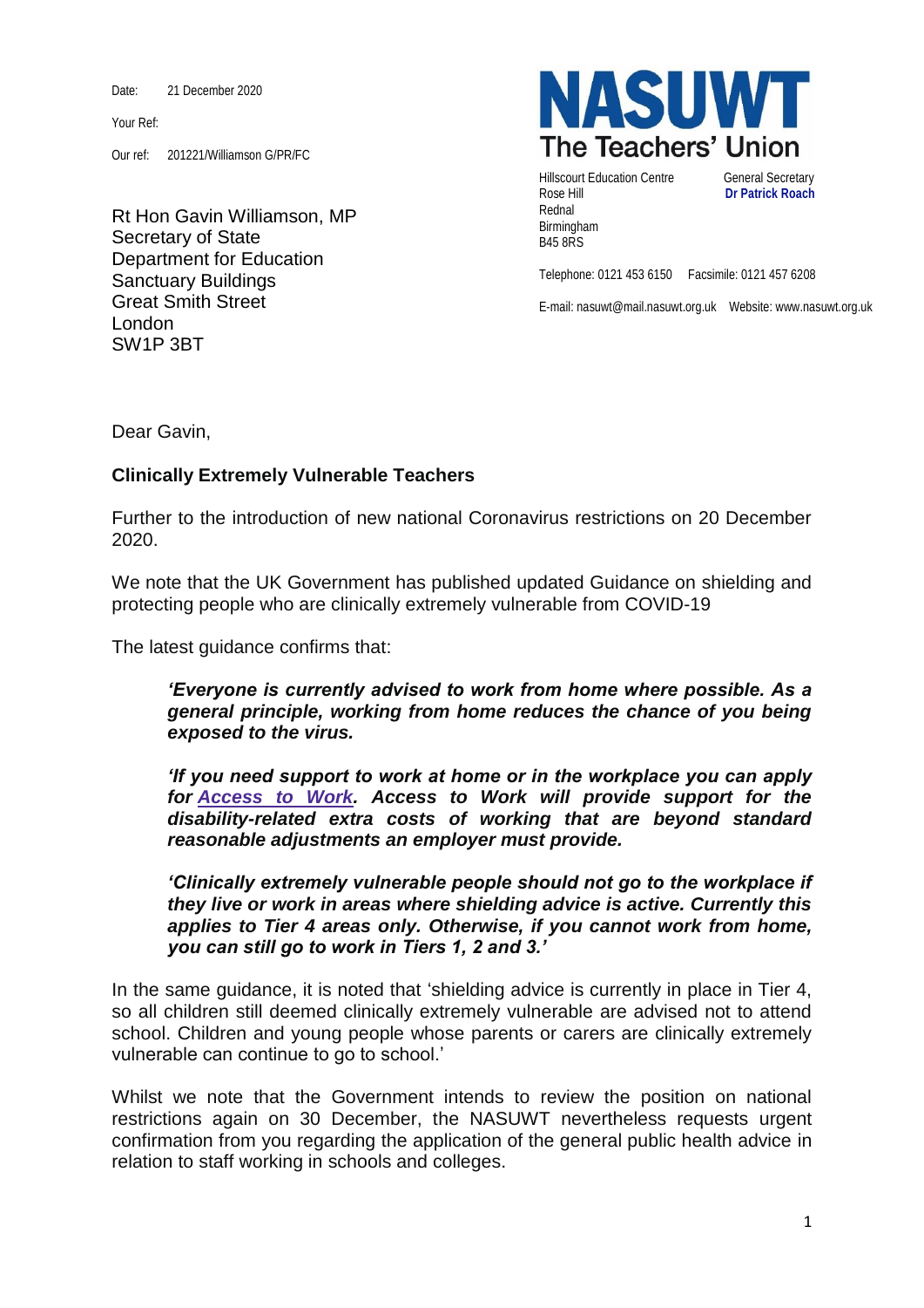Date: 21 December 2020

Your Ref:

Our ref: 201221/Williamson G/PR/FC

**NASUWT**
**The Teachers' Union**

Hillscourt Education Centre
Rose Hill
Rednal
Birmingham
B45 8RS

General Secretary
**Dr Patrick Roach**

Telephone: 0121 453 6150 Facsimile: 0121 457 6208

E-mail: nasuwt@mail.nasuwt.org.uk Website: www.nasuwt.org.uk

Rt Hon Gavin Williamson, MP
Secretary of State
Department for Education
Sanctuary Buildings
Great Smith Street
London
SW1P 3BT

Dear Gavin,

**Clinically Extremely Vulnerable Teachers**

Further to the introduction of new national Coronavirus restrictions on 20 December 2020.

We note that the UK Government has published updated Guidance on shielding and protecting people who are clinically extremely vulnerable from COVID-19

The latest guidance confirms that:

> ***'Everyone is currently advised to work from home where possible. As a general principle, working from home reduces the chance of you being exposed to the virus.***
>
> ***'If you need support to work at home or in the workplace you can apply for Access to Work. Access to Work will provide support for the disability-related extra costs of working that are beyond standard reasonable adjustments an employer must provide.***
>
> ***'Clinically extremely vulnerable people should not go to the workplace if they live or work in areas where shielding advice is active. Currently this applies to Tier 4 areas only. Otherwise, if you cannot work from home, you can still go to work in Tiers 1, 2 and 3.'***

In the same guidance, it is noted that 'shielding advice is currently in place in Tier 4, so all children still deemed clinically extremely vulnerable are advised not to attend school. Children and young people whose parents or carers are clinically extremely vulnerable can continue to go to school.'

Whilst we note that the Government intends to review the position on national restrictions again on 30 December, the NASUWT nevertheless requests urgent confirmation from you regarding the application of the general public health advice in relation to staff working in schools and colleges.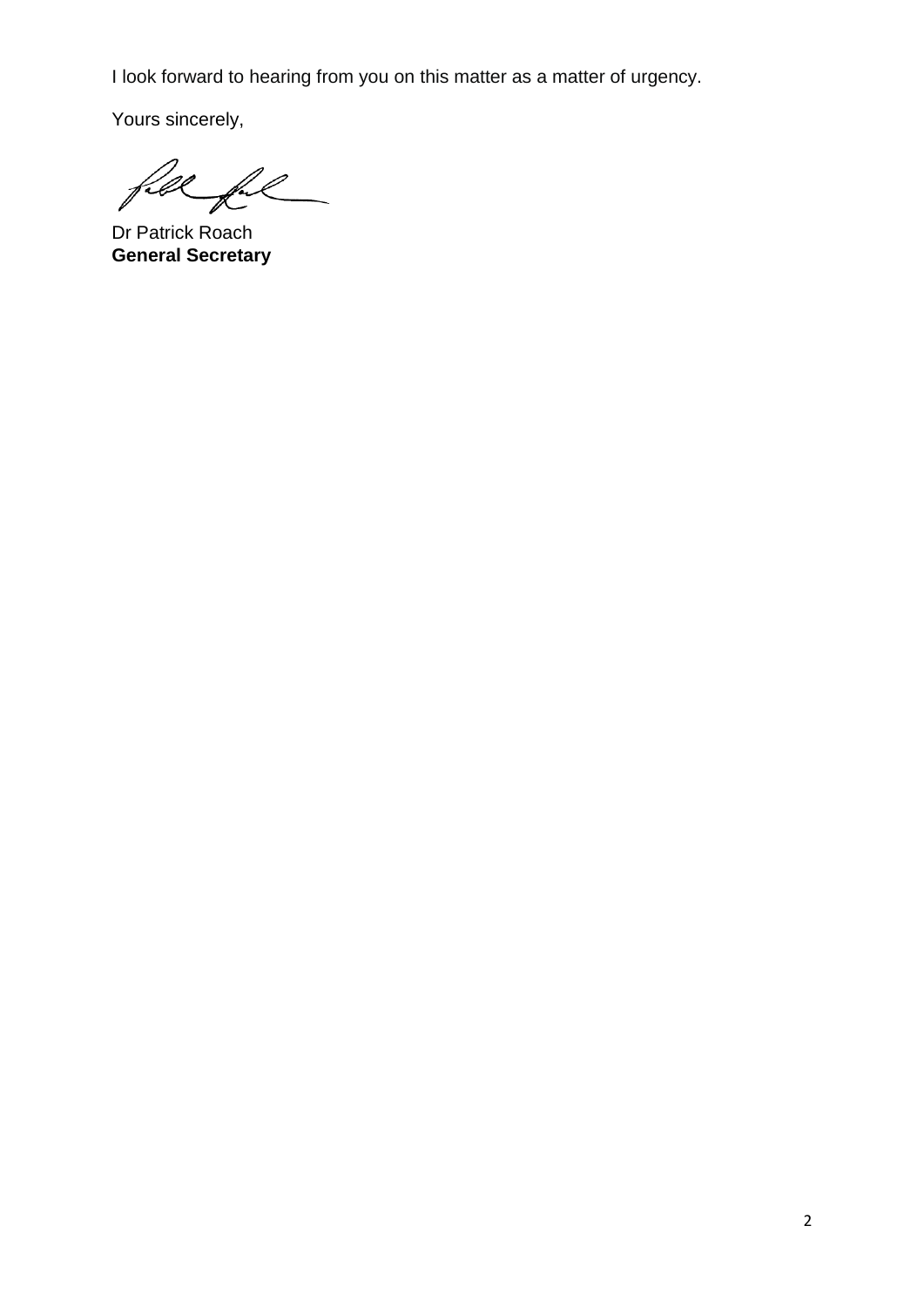I look forward to hearing from you on this matter as a matter of urgency.

Yours sincerely,

Dr Patrick Roach
**General Secretary**